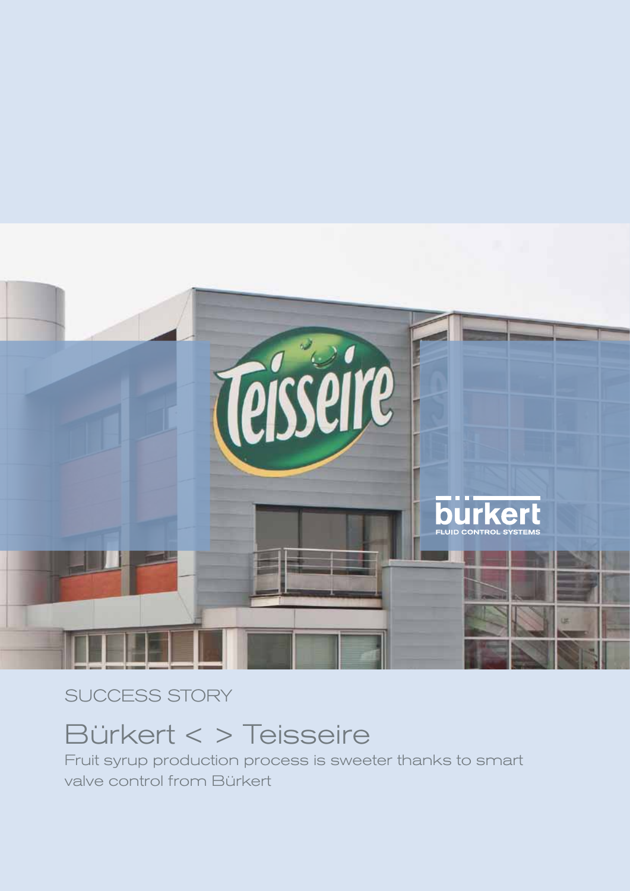SUCCESS STORY

# Bürkert < > Teisseire

Fruit syrup production process is sweeter thanks to smart valve control from Bürkert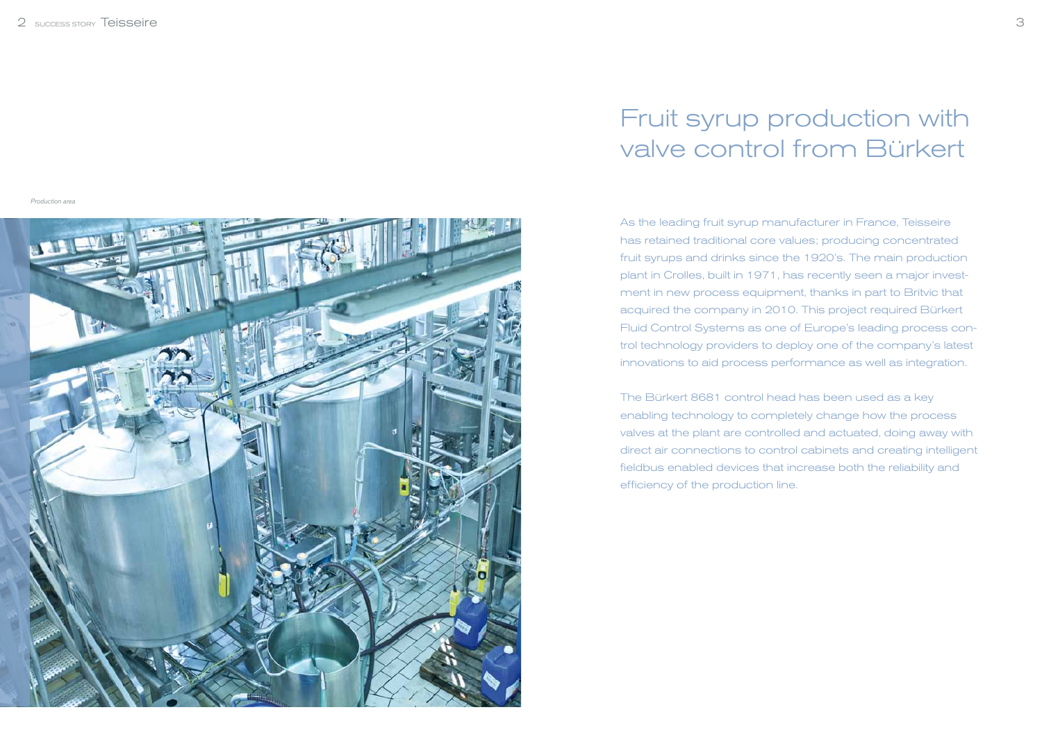*Production area*

# Fruit syrup production with valve control from Bürkert

As the leading fruit syrup manufacturer in France, Teisseire has retained traditional core values; producing concentrated fruit syrups and drinks since the 1920's. The main production plant in Crolles, built in 1971, has recently seen a major investment in new process equipment, thanks in part to Britvic that acquired the company in 2010. This project required Bürkert Fluid Control Systems as one of Europe's leading process control technology providers to deploy one of the company's latest innovations to aid process performance as well as integration.

The Bürkert 8681 control head has been used as a key enabling technology to completely change how the process valves at the plant are controlled and actuated, doing away with direct air connections to control cabinets and creating intelligent fieldbus enabled devices that increase both the reliability and efficiency of the production line.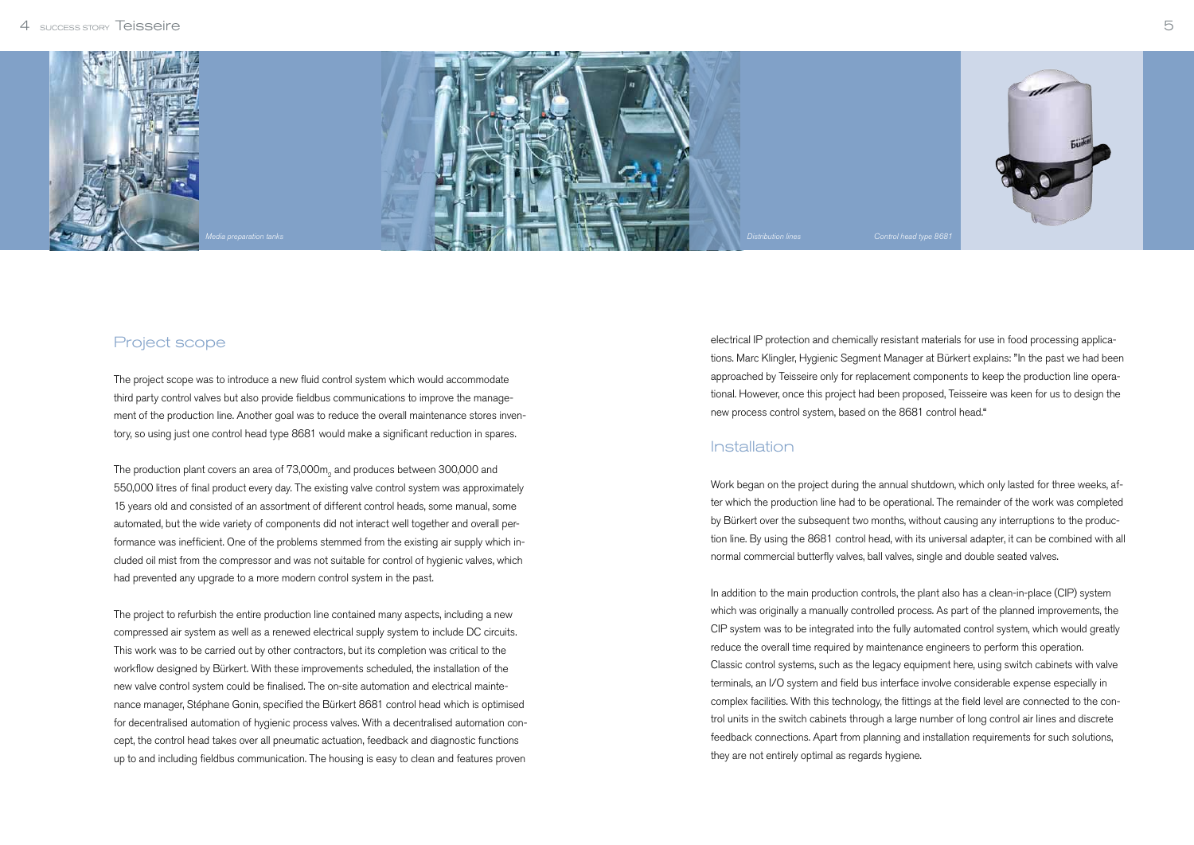Media preparation tanks

Distribution lines

Control head type 8681

## Project scope

The project scope was to introduce a new fluid control system which would accommodate third party control valves but also provide fieldbus communications to improve the management of the production line. Another goal was to reduce the overall maintenance stores inventory, so using just one control head type 8681 would make a significant reduction in spares.

The production plant covers an area of 73,000m$_2$ and produces between 300,000 and 550,000 litres of final product every day. The existing valve control system was approximately 15 years old and consisted of an assortment of different control heads, some manual, some automated, but the wide variety of components did not interact well together and overall performance was inefficient. One of the problems stemmed from the existing air supply which included oil mist from the compressor and was not suitable for control of hygienic valves, which had prevented any upgrade to a more modern control system in the past.

The project to refurbish the entire production line contained many aspects, including a new compressed air system as well as a renewed electrical supply system to include DC circuits. This work was to be carried out by other contractors, but its completion was critical to the workflow designed by Bürkert. With these improvements scheduled, the installation of the new valve control system could be finalised. The on-site automation and electrical maintenance manager, Stéphane Gonin, specified the Bürkert 8681 control head which is optimised for decentralised automation of hygienic process valves. With a decentralised automation concept, the control head takes over all pneumatic actuation, feedback and diagnostic functions up to and including fieldbus communication. The housing is easy to clean and features proven electrical IP protection and chemically resistant materials for use in food processing applications. Marc Klingler, Hygienic Segment Manager at Bürkert explains: "In the past we had been approached by Teisseire only for replacement components to keep the production line operational. However, once this project had been proposed, Teisseire was keen for us to design the new process control system, based on the 8681 control head."

## Installation

Work began on the project during the annual shutdown, which only lasted for three weeks, after which the production line had to be operational. The remainder of the work was completed by Bürkert over the subsequent two months, without causing any interruptions to the production line. By using the 8681 control head, with its universal adapter, it can be combined with all normal commercial butterfly valves, ball valves, single and double seated valves.

In addition to the main production controls, the plant also has a clean-in-place (CIP) system which was originally a manually controlled process. As part of the planned improvements, the CIP system was to be integrated into the fully automated control system, which would greatly reduce the overall time required by maintenance engineers to perform this operation.
Classic control systems, such as the legacy equipment here, using switch cabinets with valve terminals, an I/O system and field bus interface involve considerable expense especially in complex facilities. With this technology, the fittings at the field level are connected to the control units in the switch cabinets through a large number of long control air lines and discrete feedback connections. Apart from planning and installation requirements for such solutions, they are not entirely optimal as regards hygiene.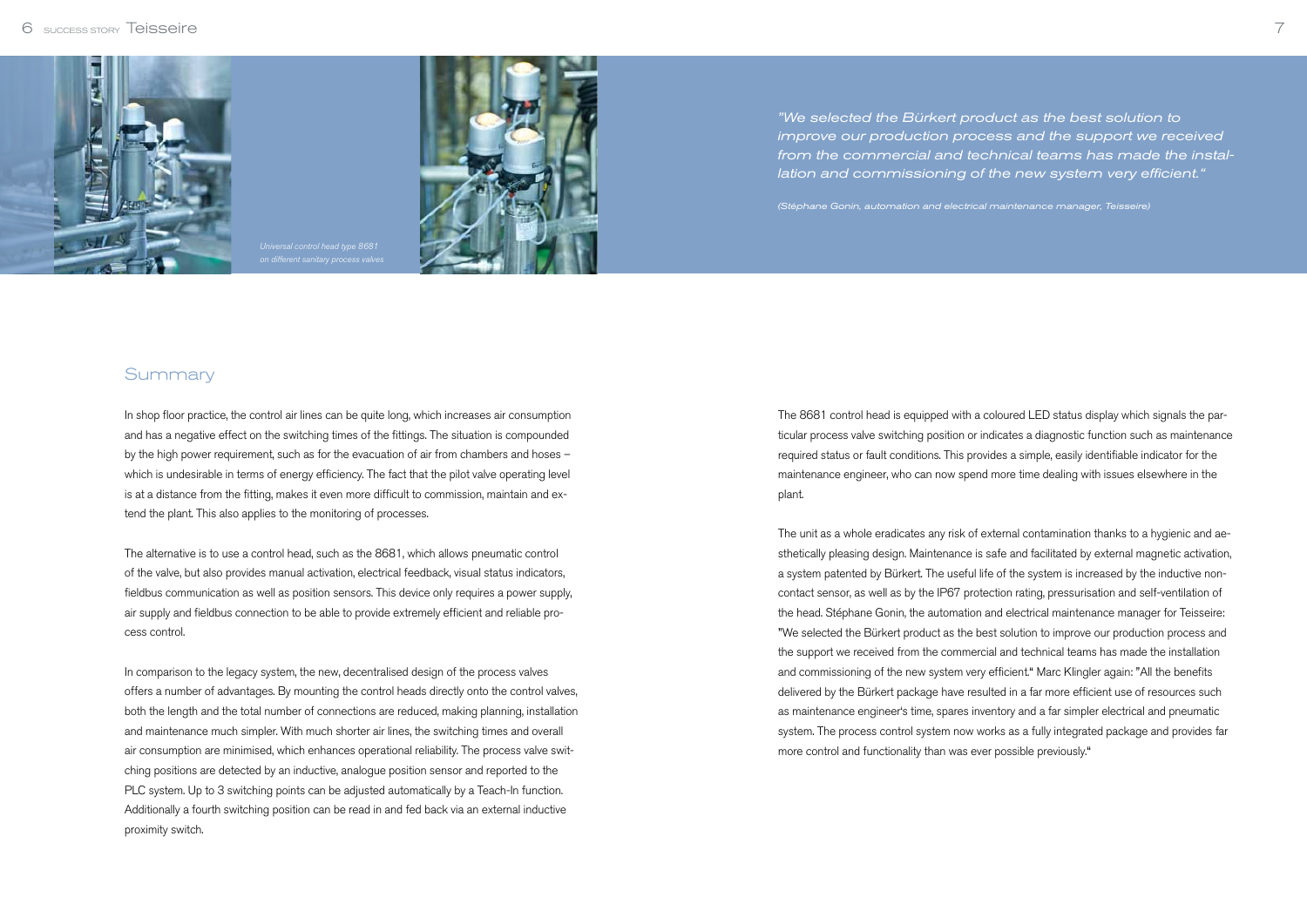*"We selected the Bürkert product as the best solution to improve our production process and the support we received from the commercial and technical teams has made the installation and commissioning of the new system very efficient."*

*(Stéphane Gonin, automation and electrical maintenance manager, Teisseire)*

*Universal control head type 8681 on different sanitary process valves*

## Summary

In shop floor practice, the control air lines can be quite long, which increases air consumption and has a negative effect on the switching times of the fittings. The situation is compounded by the high power requirement, such as for the evacuation of air from chambers and hoses – which is undesirable in terms of energy efficiency. The fact that the pilot valve operating level is at a distance from the fitting, makes it even more difficult to commission, maintain and extend the plant. This also applies to the monitoring of processes.

The alternative is to use a control head, such as the 8681, which allows pneumatic control of the valve, but also provides manual activation, electrical feedback, visual status indicators, fieldbus communication as well as position sensors. This device only requires a power supply, air supply and fieldbus connection to be able to provide extremely efficient and reliable process control.

In comparison to the legacy system, the new, decentralised design of the process valves offers a number of advantages. By mounting the control heads directly onto the control valves, both the length and the total number of connections are reduced, making planning, installation and maintenance much simpler. With much shorter air lines, the switching times and overall air consumption are minimised, which enhances operational reliability. The process valve switching positions are detected by an inductive, analogue position sensor and reported to the PLC system. Up to 3 switching points can be adjusted automatically by a Teach-In function. Additionally a fourth switching position can be read in and fed back via an external inductive proximity switch.

The 8681 control head is equipped with a coloured LED status display which signals the particular process valve switching position or indicates a diagnostic function such as maintenance required status or fault conditions. This provides a simple, easily identifiable indicator for the maintenance engineer, who can now spend more time dealing with issues elsewhere in the plant.

The unit as a whole eradicates any risk of external contamination thanks to a hygienic and aesthetically pleasing design. Maintenance is safe and facilitated by external magnetic activation, a system patented by Bürkert. The useful life of the system is increased by the inductive non-contact sensor, as well as by the IP67 protection rating, pressurisation and self-ventilation of the head. Stéphane Gonin, the automation and electrical maintenance manager for Teisseire: "We selected the Bürkert product as the best solution to improve our production process and the support we received from the commercial and technical teams has made the installation and commissioning of the new system very efficient." Marc Klingler again: "All the benefits delivered by the Bürkert package have resulted in a far more efficient use of resources such as maintenance engineer's time, spares inventory and a far simpler electrical and pneumatic system. The process control system now works as a fully integrated package and provides far more control and functionality than was ever possible previously."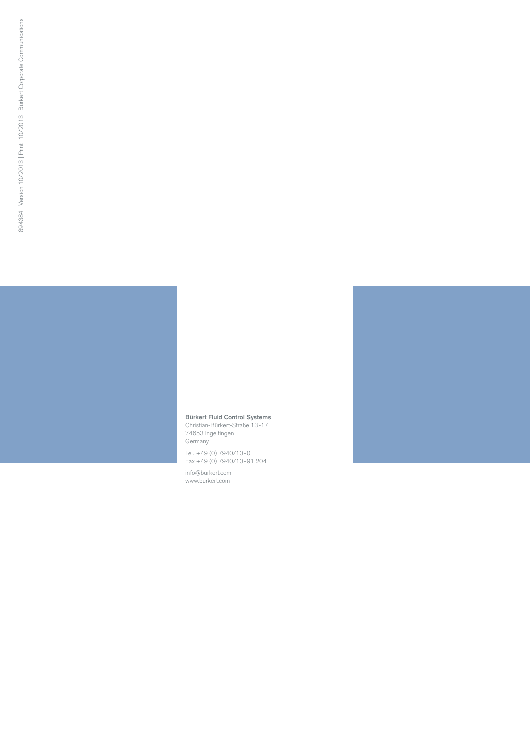894384 | Version 10/2013 | Print 10/2013 | Bürkert Corporate Communications

**Bürkert Fluid Control Systems**
Christian-Bürkert-Straße 13-17
74653 Ingelfingen
Germany

Tel. +49 (0) 7940/10-0
Fax +49 (0) 7940/10-91 204

info@burkert.com
www.burkert.com